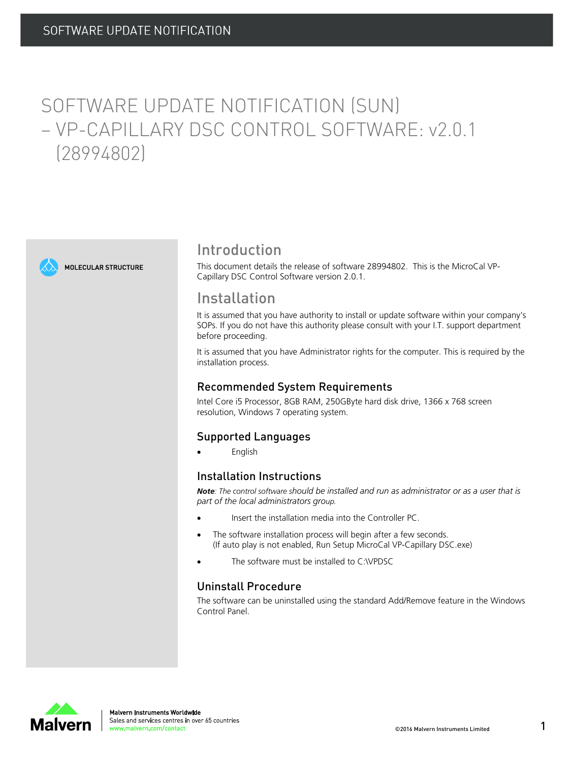# SOFTWARE UPDATE NOTIFICATION (SUN) – VP-CAPILLARY DSC CONTROL SOFTWARE: v2.0.1 (28994802)

MOLECULAR STRUCTURE

## Introduction

This document details the release of software 28994802. This is the MicroCal VP-Capillary DSC Control Software version 2.0.1.

## Installation

It is assumed that you have authority to install or update software within your company's SOPs. If you do not have this authority please consult with your I.T. support department before proceeding.

It is assumed that you have Administrator rights for the computer. This is required by the installation process.

### Recommended System Requirements

Intel Core i5 Processor, 8GB RAM, 250GByte hard disk drive, 1366 x 768 screen resolution, Windows 7 operating system.

### Supported Languages

- English

### Installation Instructions

***Note**: The control software should be installed and run as administrator or as a user that is part of the local administrators group.*

- Insert the installation media into the Controller PC.
- The software installation process will begin after a few seconds. (If auto play is not enabled, Run Setup MicroCal VP-Capillary DSC.exe)
- The software must be installed to C:\VPDSC

### Uninstall Procedure

The software can be uninstalled using the standard Add/Remove feature in the Windows Control Panel.

**Malvern Instruments Worldwide**
Sales and services centres in over 65 countries
www.malvern.com/contact

©2016 Malvern Instruments Limited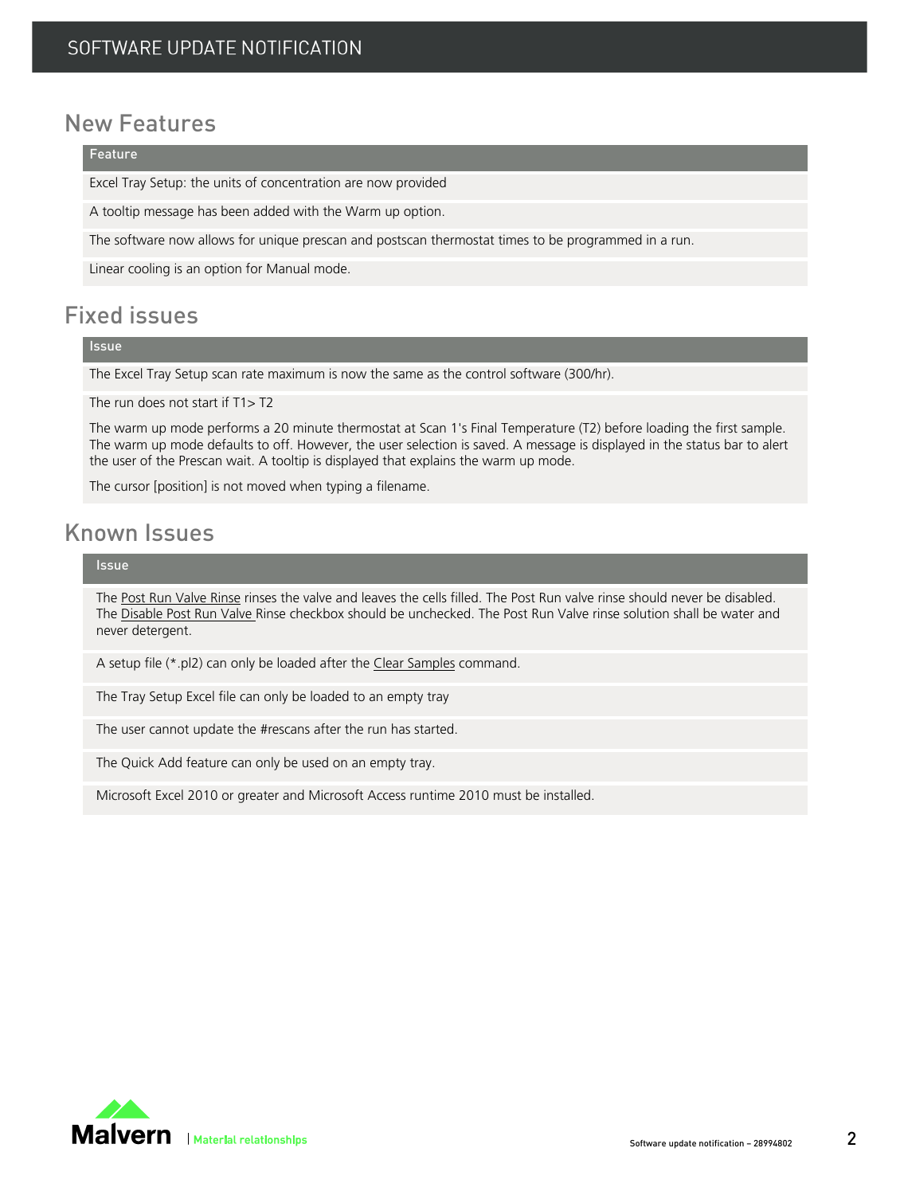## New Features

| Feature |
| --- |
| Excel Tray Setup: the units of concentration are now provided |
| A tooltip message has been added with the Warm up option. |
| The software now allows for unique prescan and postscan thermostat times to be programmed in a run. |
| Linear cooling is an option for Manual mode. |

## Fixed issues

| Issue |
| --- |
| The Excel Tray Setup scan rate maximum is now the same as the control software (300/hr). |
| The run does not start if T1> T2 |
| The warm up mode performs a 20 minute thermostat at Scan 1's Final Temperature (T2) before loading the first sample. The warm up mode defaults to off. However, the user selection is saved. A message is displayed in the status bar to alert the user of the Prescan wait. A tooltip is displayed that explains the warm up mode. |
| The cursor [position] is not moved when typing a filename. |

## Known Issues

| Issue |
| --- |
| The Post Run Valve Rinse rinses the valve and leaves the cells filled. The Post Run valve rinse should never be disabled. The Disable Post Run Valve Rinse checkbox should be unchecked. The Post Run Valve rinse solution shall be water and never detergent. |
| A setup file (*.pl2) can only be loaded after the Clear Samples command. |
| The Tray Setup Excel file can only be loaded to an empty tray |
| The user cannot update the #rescans after the run has started. |
| The Quick Add feature can only be used on an empty tray. |
| Microsoft Excel 2010 or greater and Microsoft Access runtime 2010 must be installed. |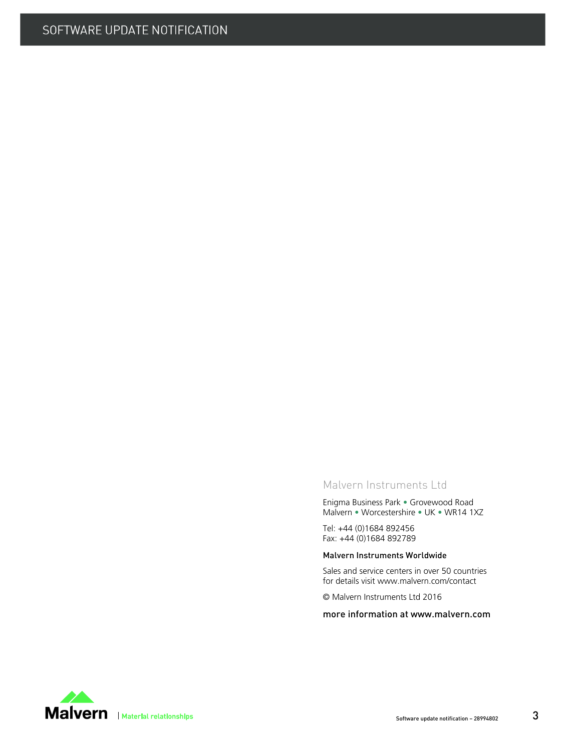Malvern Instruments Ltd

Enigma Business Park • Grovewood Road
Malvern • Worcestershire • UK • WR14 1XZ

Tel: +44 (0)1684 892456
Fax: +44 (0)1684 892789

Malvern Instruments Worldwide

Sales and service centers in over 50 countries
for details visit www.malvern.com/contact

© Malvern Instruments Ltd 2016

more information at www.malvern.com

Malvern | Material relationships